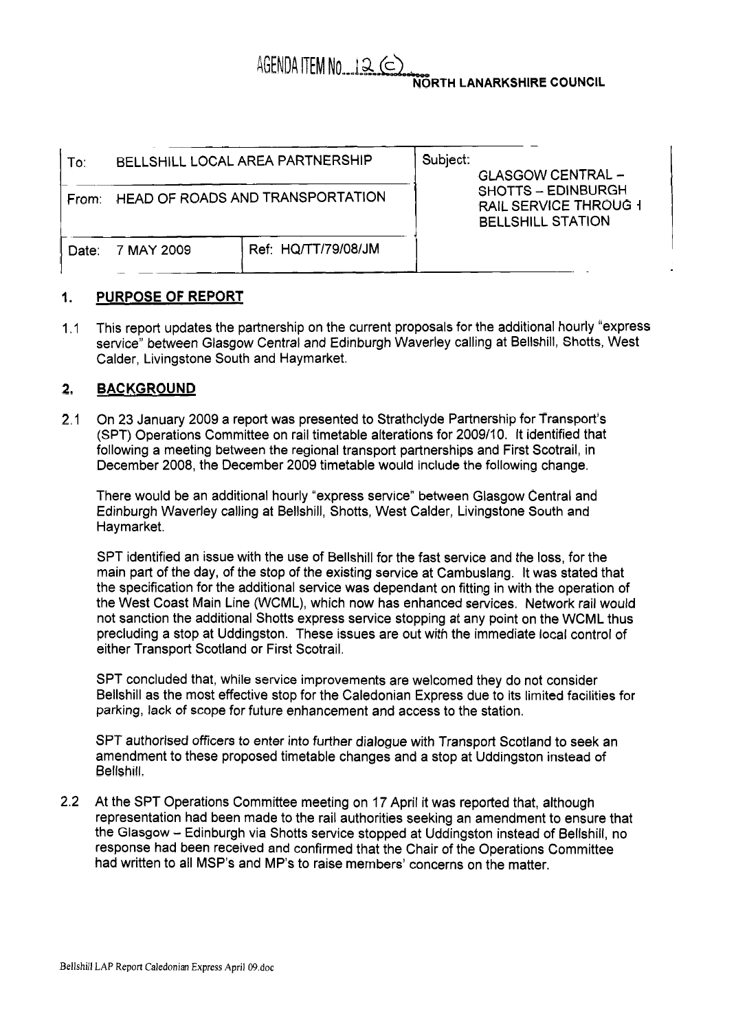AGENDA ITEM No. 12 (c)

**NORTH LANARKSHIRE COUNCIL**

| To: BELLSHILL LOCAL AREA PARTNERSHIP | | Subject: GLASGOW CENTRAL – SHOTTS – EDINBURGH RAIL SERVICE THROUGH BELLSHILL STATION |
|---|---|---|
| From: HEAD OF ROADS AND TRANSPORTATION | | |
| Date: 7 MAY 2009 | Ref: HQ/TT/79/08/JM | |

## 1. PURPOSE OF REPORT

1.1 This report updates the partnership on the current proposals for the additional hourly "express service" between Glasgow Central and Edinburgh Waverley calling at Bellshill, Shotts, West Calder, Livingstone South and Haymarket.

## 2. BACKGROUND

2.1 On 23 January 2009 a report was presented to Strathclyde Partnership for Transport's (SPT) Operations Committee on rail timetable alterations for 2009/10. It identified that following a meeting between the regional transport partnerships and First Scotrail, in December 2008, the December 2009 timetable would include the following change.

There would be an additional hourly "express service" between Glasgow Central and Edinburgh Waverley calling at Bellshill, Shotts, West Calder, Livingstone South and Haymarket.

SPT identified an issue with the use of Bellshill for the fast service and the loss, for the main part of the day, of the stop of the existing service at Cambuslang. It was stated that the specification for the additional service was dependant on fitting in with the operation of the West Coast Main Line (WCML), which now has enhanced services. Network rail would not sanction the additional Shotts express service stopping at any point on the WCML thus precluding a stop at Uddingston. These issues are out with the immediate local control of either Transport Scotland or First Scotrail.

SPT concluded that, while service improvements are welcomed they do not consider Bellshill as the most effective stop for the Caledonian Express due to its limited facilities for parking, lack of scope for future enhancement and access to the station.

SPT authorised officers to enter into further dialogue with Transport Scotland to seek an amendment to these proposed timetable changes and a stop at Uddingston instead of Bellshill.

2.2 At the SPT Operations Committee meeting on 17 April it was reported that, although representation had been made to the rail authorities seeking an amendment to ensure that the Glasgow – Edinburgh via Shotts service stopped at Uddingston instead of Bellshill, no response had been received and confirmed that the Chair of the Operations Committee had written to all MSP's and MP's to raise members' concerns on the matter.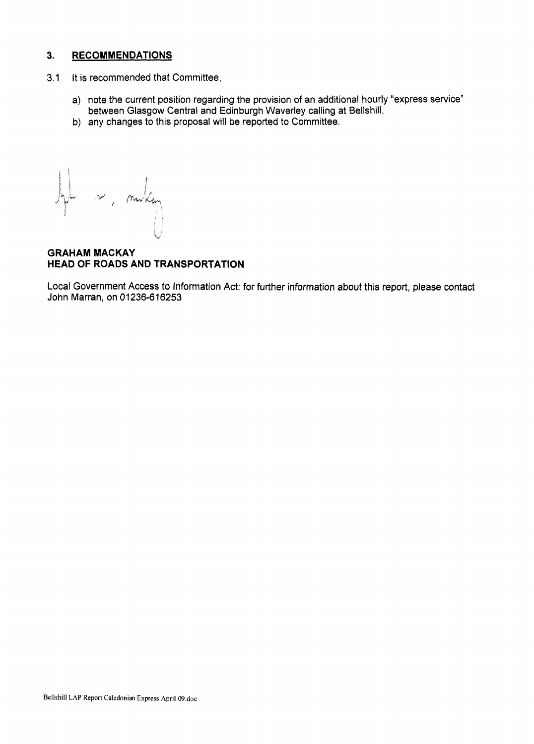## 3. RECOMMENDATIONS

3.1 It is recommended that Committee,

a) note the current position regarding the provision of an additional hourly "express service" between Glasgow Central and Edinburgh Waverley calling at Bellshill,
b) any changes to this proposal will be reported to Committee.

**GRAHAM MACKAY**
**HEAD OF ROADS AND TRANSPORTATION**

Local Government Access to Information Act: for further information about this report, please contact John Marran, on 01236-616253

Bellshill LAP Report Caledonian Express April 09.doc